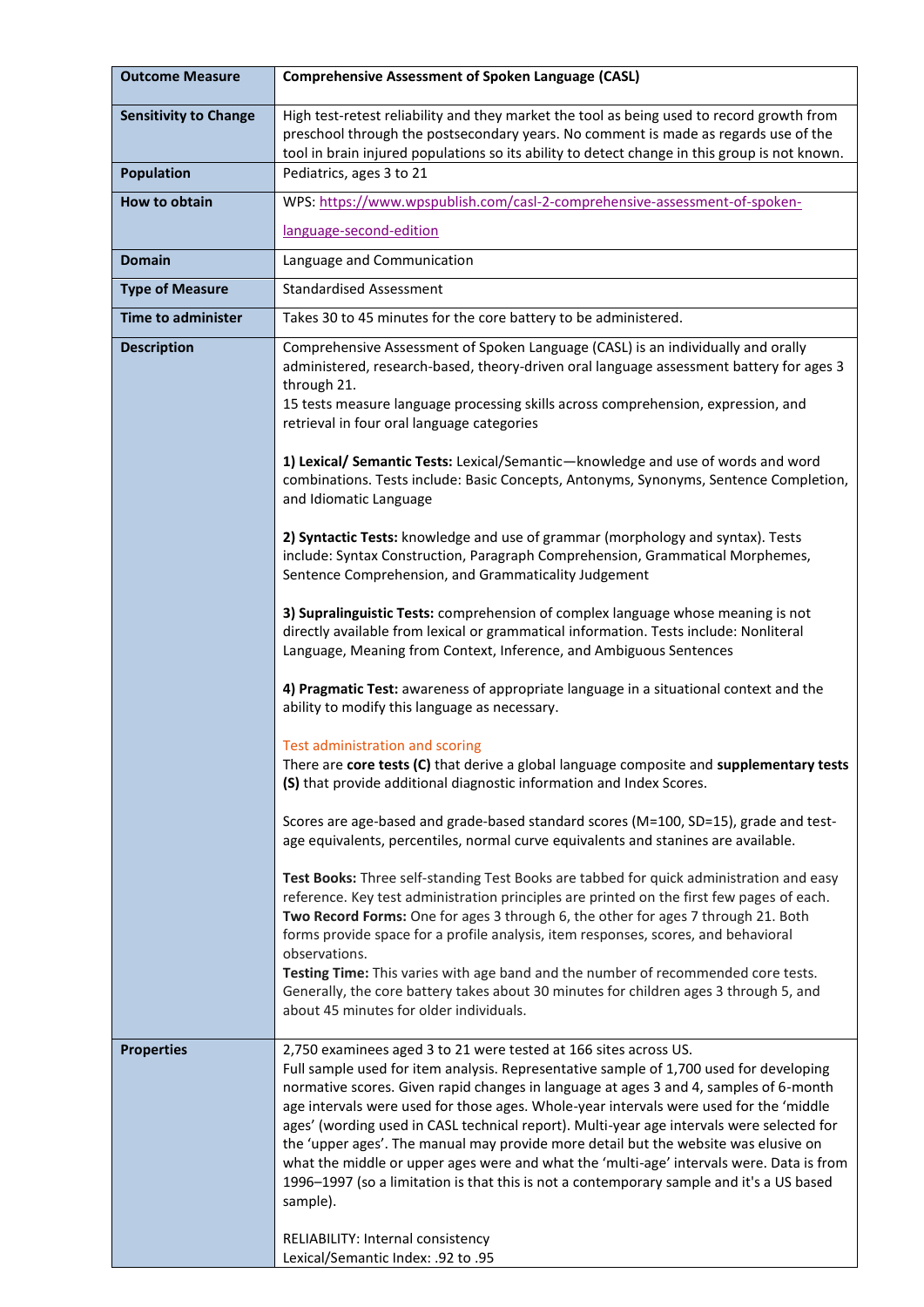| Outcome Measure | Comprehensive Assessment of Spoken Language (CASL) |
|---|---|
| **Sensitivity to Change** | High test-retest reliability and they market the tool as being used to record growth from preschool through the postsecondary years. No comment is made as regards use of the tool in brain injured populations so its ability to detect change in this group is not known. |
| **Population** | Pediatrics, ages 3 to 21 |
| **How to obtain** | WPS: [https://www.wpspublish.com/casl-2-comprehensive-assessment-of-spoken-language-second-edition](https://www.wpspublish.com/casl-2-comprehensive-assessment-of-spoken-language-second-edition) |
| **Domain** | Language and Communication |
| **Type of Measure** | Standardised Assessment |
| **Time to administer** | Takes 30 to 45 minutes for the core battery to be administered. |
| **Description** | Comprehensive Assessment of Spoken Language (CASL) is an individually and orally administered, research-based, theory-driven oral language assessment battery for ages 3 through 21.<br>15 tests measure language processing skills across comprehension, expression, and retrieval in four oral language categories<br><br>**1) Lexical/ Semantic Tests:** Lexical/Semantic—knowledge and use of words and word combinations. Tests include: Basic Concepts, Antonyms, Synonyms, Sentence Completion, and Idiomatic Language<br><br>**2) Syntactic Tests:** knowledge and use of grammar (morphology and syntax). Tests include: Syntax Construction, Paragraph Comprehension, Grammatical Morphemes, Sentence Comprehension, and Grammaticality Judgement<br><br>**3) Supralinguistic Tests:** comprehension of complex language whose meaning is not directly available from lexical or grammatical information. Tests include: Nonliteral Language, Meaning from Context, Inference, and Ambiguous Sentences<br><br>**4) Pragmatic Test:** awareness of appropriate language in a situational context and the ability to modify this language as necessary.<br><br>Test administration and scoring<br>There are **core tests (C)** that derive a global language composite and **supplementary tests (S)** that provide additional diagnostic information and Index Scores.<br><br>Scores are age-based and grade-based standard scores (M=100, SD=15), grade and test-age equivalents, percentiles, normal curve equivalents and stanines are available.<br><br>**Test Books:** Three self-standing Test Books are tabbed for quick administration and easy reference. Key test administration principles are printed on the first few pages of each.<br>**Two Record Forms:** One for ages 3 through 6, the other for ages 7 through 21. Both forms provide space for a profile analysis, item responses, scores, and behavioral observations.<br>**Testing Time:** This varies with age band and the number of recommended core tests. Generally, the core battery takes about 30 minutes for children ages 3 through 5, and about 45 minutes for older individuals. |
| **Properties** | 2,750 examinees aged 3 to 21 were tested at 166 sites across US.<br>Full sample used for item analysis. Representative sample of 1,700 used for developing normative scores. Given rapid changes in language at ages 3 and 4, samples of 6-month age intervals were used for those ages. Whole-year intervals were used for the 'middle ages' (wording used in CASL technical report). Multi-year age intervals were selected for the 'upper ages'. The manual may provide more detail but the website was elusive on what the middle or upper ages were and what the 'multi-age' intervals were. Data is from 1996–1997 (so a limitation is that this is not a contemporary sample and it's a US based sample).<br><br>RELIABILITY: Internal consistency<br>Lexical/Semantic Index: .92 to .95 |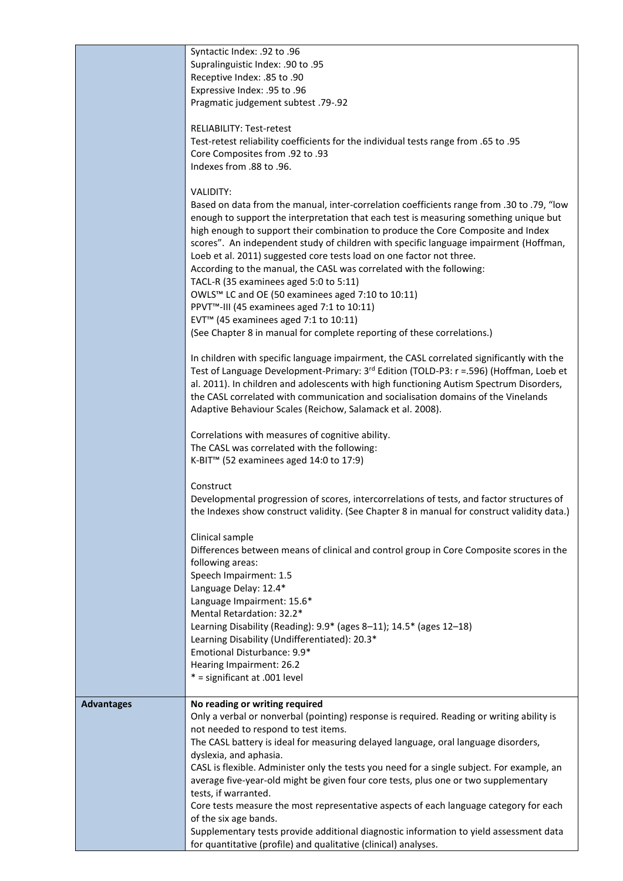| | |
|---|---|
| | Syntactic Index: .92 to .96<br>Supralinguistic Index: .90 to .95<br>Receptive Index: .85 to .90<br>Expressive Index: .95 to .96<br>Pragmatic judgement subtest .79-.92<br><br>RELIABILITY: Test-retest<br>Test-retest reliability coefficients for the individual tests range from .65 to .95<br>Core Composites from .92 to .93<br>Indexes from .88 to .96.<br><br>VALIDITY:<br>Based on data from the manual, inter-correlation coefficients range from .30 to .79, "low enough to support the interpretation that each test is measuring something unique but high enough to support their combination to produce the Core Composite and Index scores". An independent study of children with specific language impairment (Hoffman, Loeb et al. 2011) suggested core tests load on one factor not three.<br>According to the manual, the CASL was correlated with the following:<br>TACL-R (35 examinees aged 5:0 to 5:11)<br>OWLS™ LC and OE (50 examinees aged 7:10 to 10:11)<br>PPVT™-III (45 examinees aged 7:1 to 10:11)<br>EVT™ (45 examinees aged 7:1 to 10:11)<br>(See Chapter 8 in manual for complete reporting of these correlations.)<br><br>In children with specific language impairment, the CASL correlated significantly with the Test of Language Development-Primary: 3rd Edition (TOLD-P3: r =.596) (Hoffman, Loeb et al. 2011). In children and adolescents with high functioning Autism Spectrum Disorders, the CASL correlated with communication and socialisation domains of the Vinelands Adaptive Behaviour Scales (Reichow, Salamack et al. 2008).<br><br>Correlations with measures of cognitive ability.<br>The CASL was correlated with the following:<br>K-BIT™ (52 examinees aged 14:0 to 17:9)<br><br>Construct<br>Developmental progression of scores, intercorrelations of tests, and factor structures of the Indexes show construct validity. (See Chapter 8 in manual for construct validity data.)<br><br>Clinical sample<br>Differences between means of clinical and control group in Core Composite scores in the following areas:<br>Speech Impairment: 1.5<br>Language Delay: 12.4*<br>Language Impairment: 15.6*<br>Mental Retardation: 32.2*<br>Learning Disability (Reading): 9.9* (ages 8–11); 14.5* (ages 12–18)<br>Learning Disability (Undifferentiated): 20.3*<br>Emotional Disturbance: 9.9*<br>Hearing Impairment: 26.2<br>* = significant at .001 level |
| **Advantages** | **No reading or writing required**<br>Only a verbal or nonverbal (pointing) response is required. Reading or writing ability is not needed to respond to test items.<br>The CASL battery is ideal for measuring delayed language, oral language disorders, dyslexia, and aphasia.<br>CASL is flexible. Administer only the tests you need for a single subject. For example, an average five-year-old might be given four core tests, plus one or two supplementary tests, if warranted.<br>Core tests measure the most representative aspects of each language category for each of the six age bands.<br>Supplementary tests provide additional diagnostic information to yield assessment data for quantitative (profile) and qualitative (clinical) analyses. |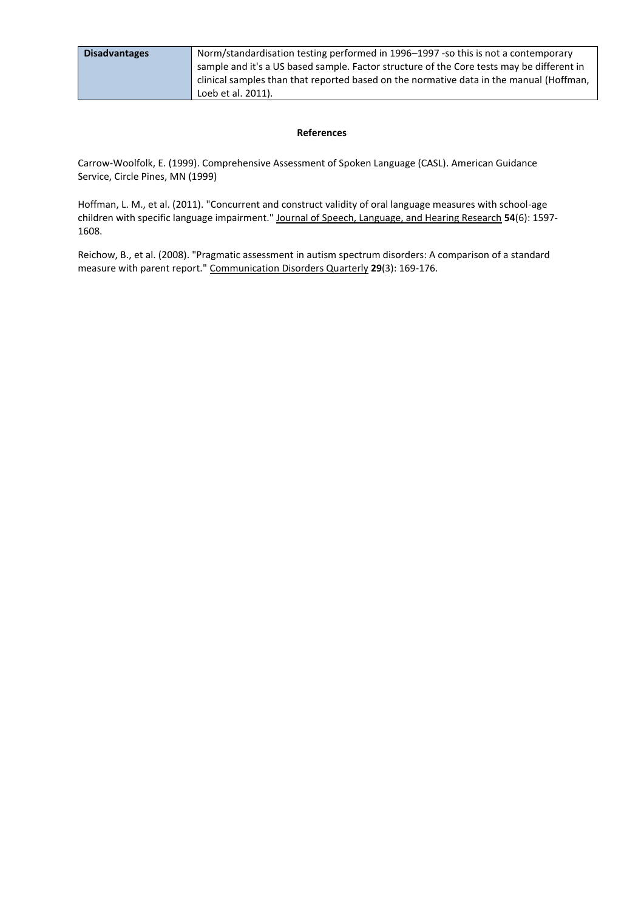| | |
|---|---|
| **Disadvantages** | Norm/standardisation testing performed in 1996–1997 -so this is not a contemporary sample and it's a US based sample. Factor structure of the Core tests may be different in clinical samples than that reported based on the normative data in the manual (Hoffman, Loeb et al. 2011). |

**References**

Carrow-Woolfolk, E. (1999). Comprehensive Assessment of Spoken Language (CASL). American Guidance Service, Circle Pines, MN (1999)

Hoffman, L. M., et al. (2011). "Concurrent and construct validity of oral language measures with school-age children with specific language impairment." Journal of Speech, Language, and Hearing Research **54**(6): 1597-1608.

Reichow, B., et al. (2008). "Pragmatic assessment in autism spectrum disorders: A comparison of a standard measure with parent report." Communication Disorders Quarterly **29**(3): 169-176.